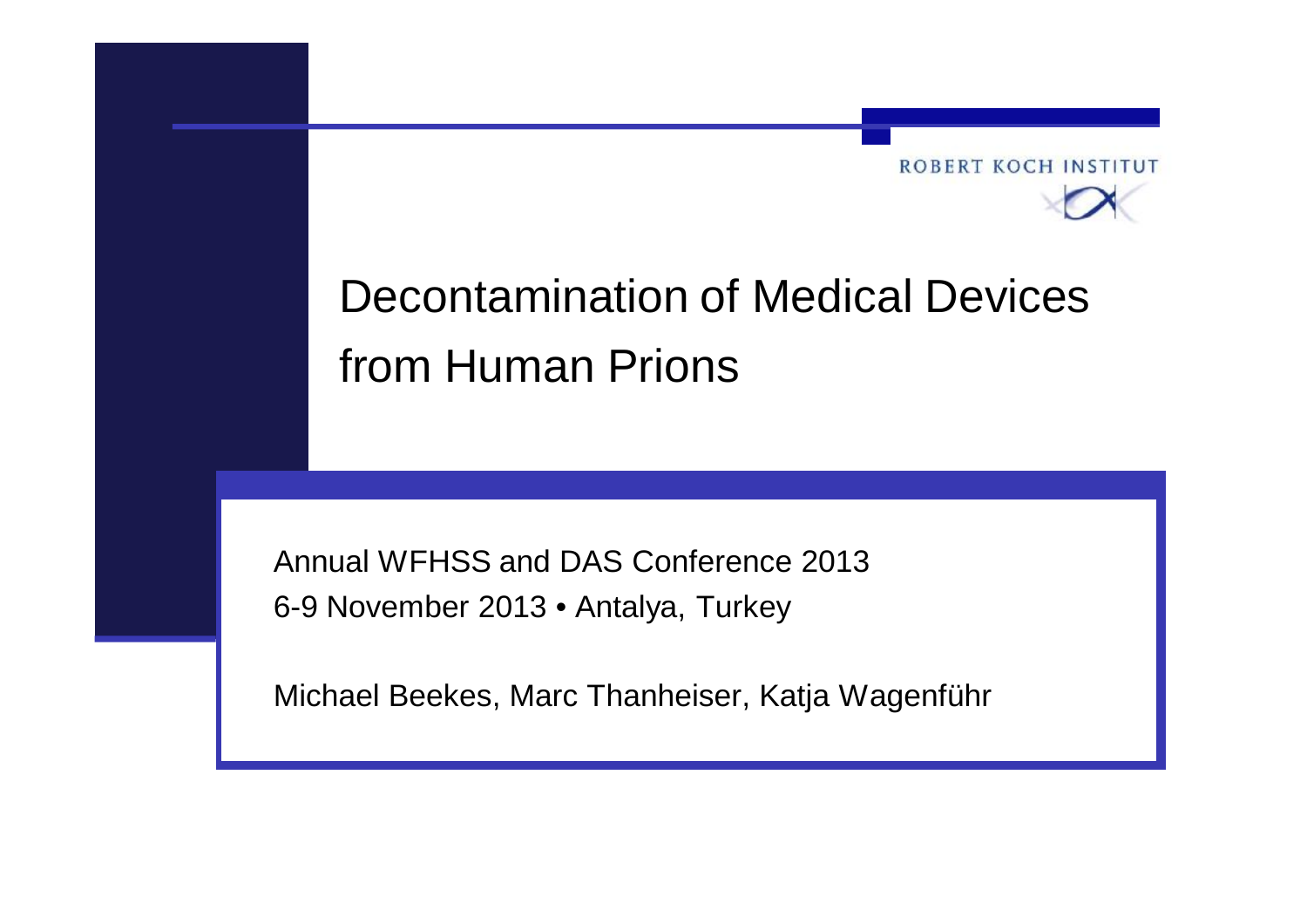ROBERT KOCH INSTITUT

# Decontamination of Medical Devices from Human Prions

Annual WFHSS and DAS Conference 2013
6-9 November 2013 • Antalya, Turkey

Michael Beekes, Marc Thanheiser, Katja Wagenführ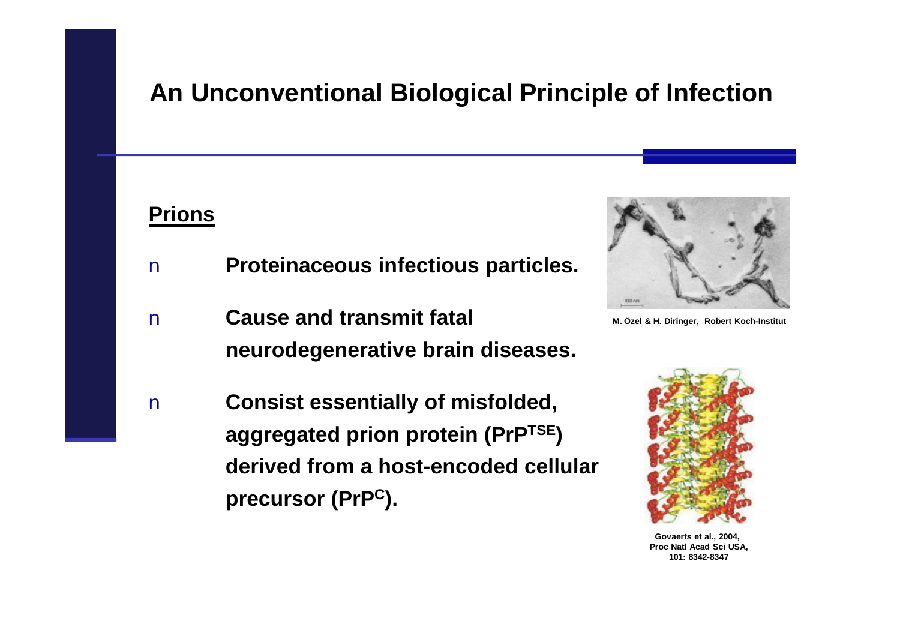# An Unconventional Biological Principle of Infection

**<u>Prions</u>**

- **Proteinaceous infectious particles.**
- **Cause and transmit fatal neurodegenerative brain diseases.**
- **Consist essentially of misfolded, aggregated prion protein ($PrP^{TSE}$) derived from a host-encoded cellular precursor ($PrP^{C}$).**

M. Özel & H. Diringer, Robert Koch-Institut

Govaerts et al., 2004, Proc Natl Acad Sci USA, 101: 8342-8347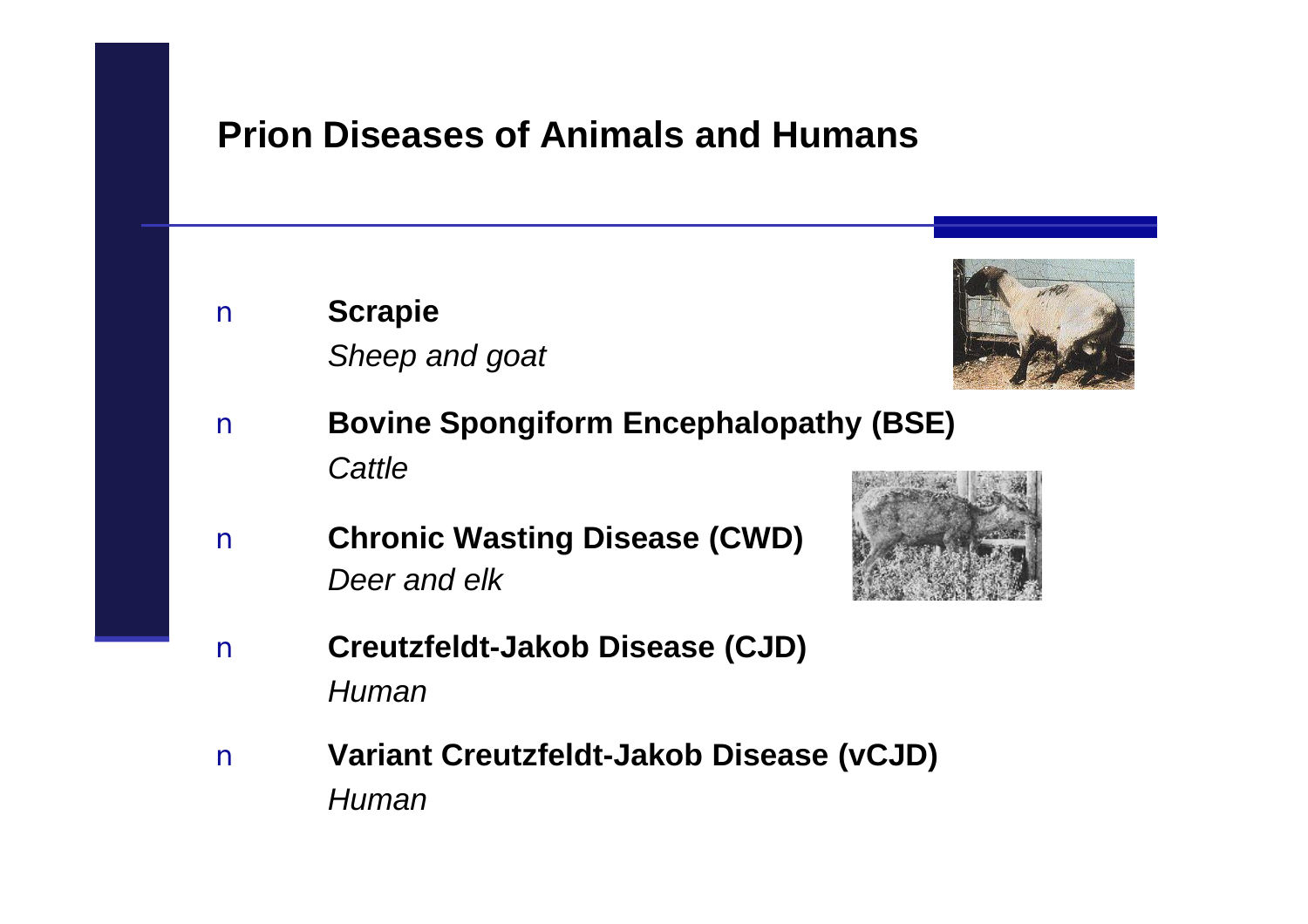## Prion Diseases of Animals and Humans

- **Scrapie**
  *Sheep and goat*
- **Bovine Spongiform Encephalopathy (BSE)**
  *Cattle*
- **Chronic Wasting Disease (CWD)**
  *Deer and elk*
- **Creutzfeldt-Jakob Disease (CJD)**
  *Human*
- **Variant Creutzfeldt-Jakob Disease (vCJD)**
  *Human*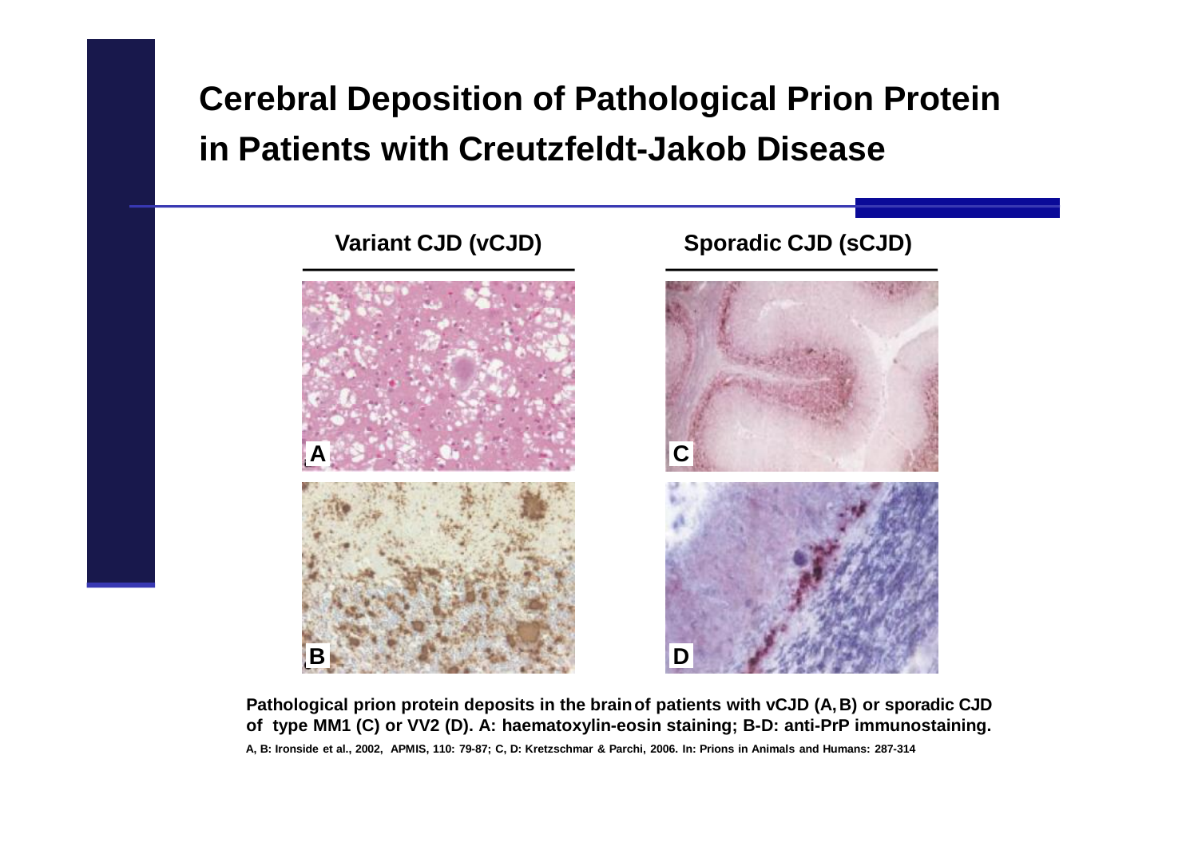# Cerebral Deposition of Pathological Prion Protein in Patients with Creutzfeldt-Jakob Disease

**Variant CJD (vCJD)**

**Sporadic CJD (sCJD)**

A

C

B

D

**Pathological prion protein deposits in the brain of patients with vCJD (A, B) or sporadic CJD of type MM1 (C) or VV2 (D). A: haematoxylin-eosin staining; B-D: anti-PrP immunostaining.**

**A, B: Ironside et al., 2002, APMIS, 110: 79-87; C, D: Kretzschmar & Parchi, 2006. In: Prions in Animals and Humans: 287-314**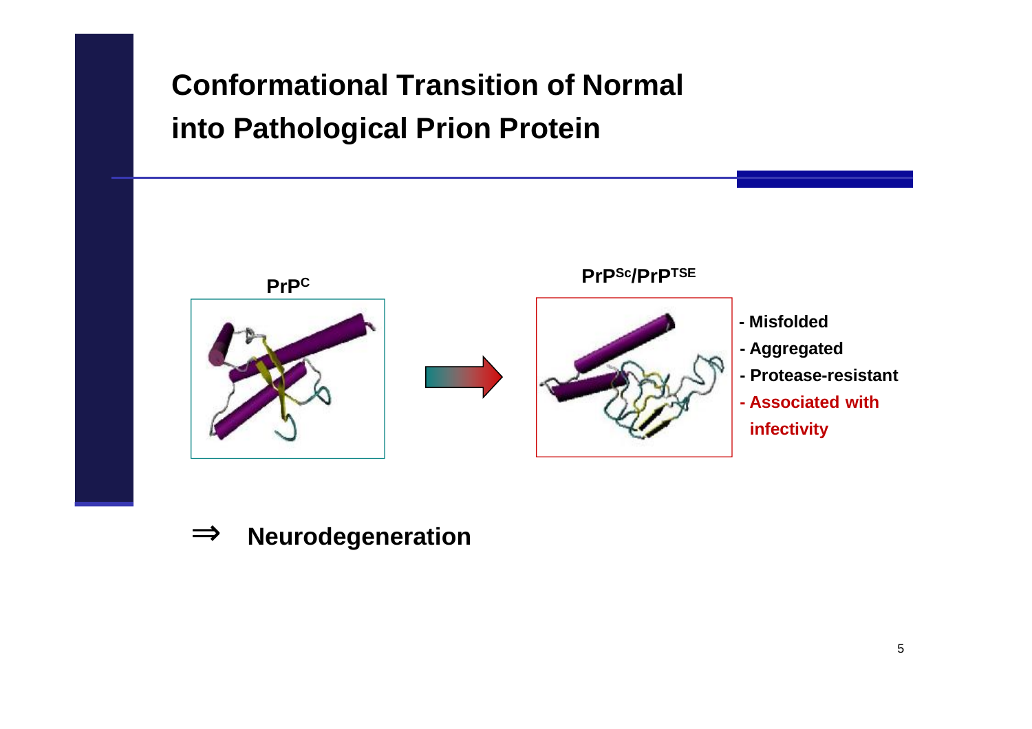# Conformational Transition of Normal into Pathological Prion Protein

**$PrP^{C}$**

**$PrP^{Sc}/PrP^{TSE}$**

- **Misfolded**
- **Aggregated**
- **Protease-resistant**
- **Associated with infectivity**

⇒ **Neurodegeneration**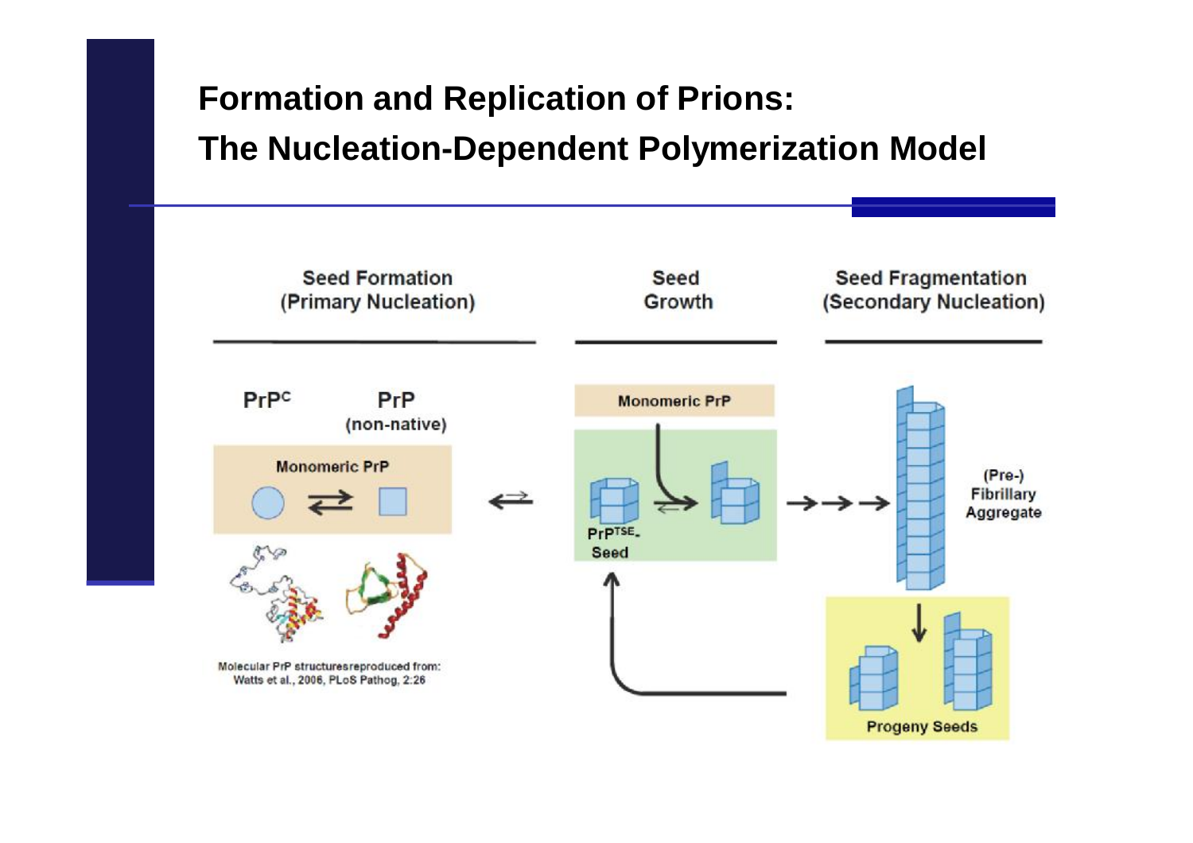# Formation and Replication of Prions:
# The Nucleation-Dependent Polymerization Model

Seed Formation (Primary Nucleation)

Seed Growth

Seed Fragmentation (Secondary Nucleation)

$PrP^{C}$

PrP (non-native)

Monomeric PrP

Monomeric PrP

$PrP^{TSE}$-Seed

(Pre-) Fibrillary Aggregate

Progeny Seeds

Molecular PrP structuresreproduced from: Watts et al., 2006, PLoS Pathog, 2:26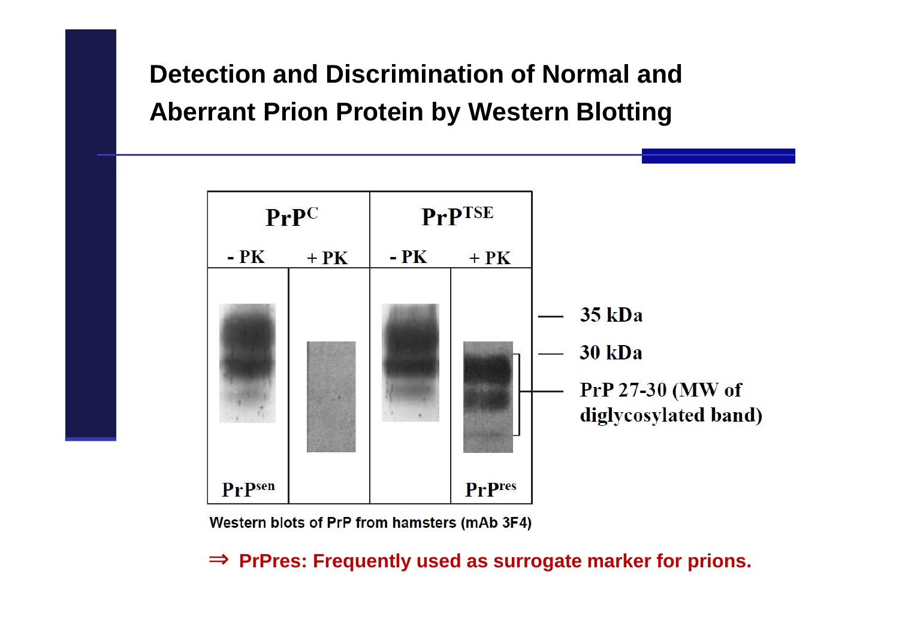# Detection and Discrimination of Normal and Aberrant Prion Protein by Western Blotting

| $PrP^{C}$ | | $PrP^{TSE}$ | |
|---|---|---|---|
| - PK | + PK | - PK | + PK |
| $PrP^{sen}$ | | | $PrP^{res}$ |

— 35 kDa

— 30 kDa

— PrP 27-30 (MW of diglycosylated band)

Western blots of PrP from hamsters (mAb 3F4)

⇒ **PrPres: Frequently used as surrogate marker for prions.**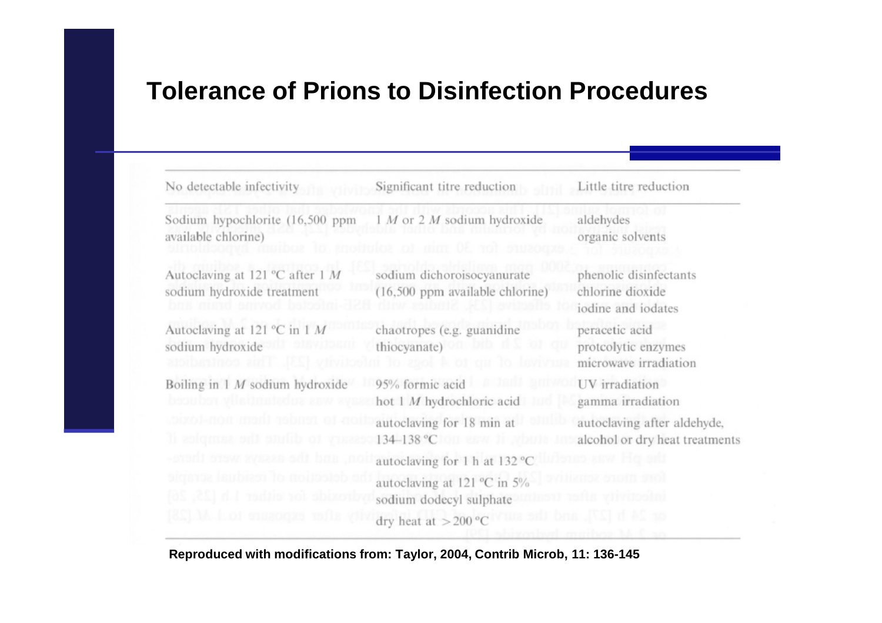# Tolerance of Prions to Disinfection Procedures

| No detectable infectivity | Significant titre reduction | Little titre reduction |
|---|---|---|
| Sodium hypochlorite (16,500 ppm available chlorine) | 1 *M* or 2 *M* sodium hydroxide | aldehydes<br>organic solvents |
| Autoclaving at 121 ºC after 1 *M* sodium hydroxide treatment | sodium dichoroisocyanurate (16,500 ppm available chlorine) | phenolic disinfectants<br>chlorine dioxide<br>iodine and iodates |
| Autoclaving at 121 ºC in 1 *M* sodium hydroxide | chaotropes (e.g. guanidine thiocyanate) | peracetic acid<br>protcolytic enzymes<br>microwave irradiation |
| Boiling in 1 *M* sodium hydroxide | 95% formic acid<br>hot 1 *M* hydrochloric acid<br>autoclaving for 18 min at 134–138 ºC<br>autoclaving for 1 h at 132 ºC<br>autoclaving at 121 ºC in 5% sodium dodecyl sulphate<br>dry heat at >200 ºC | UV irradiation<br>gamma irradiation<br>autoclaving after aldehyde, alcohol or dry heat treatments |

**Reproduced with modifications from: Taylor, 2004, Contrib Microb, 11: 136-145**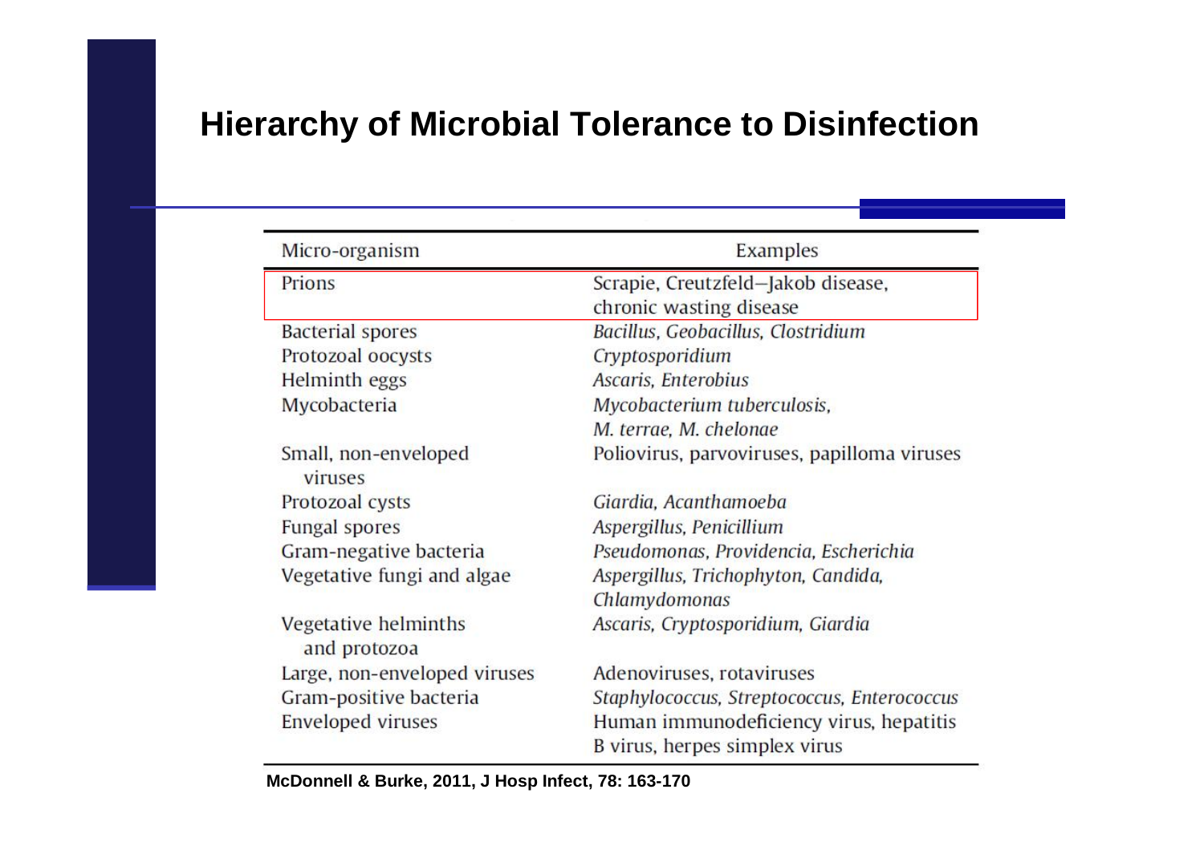# Hierarchy of Microbial Tolerance to Disinfection

| Micro-organism | Examples |
| --- | --- |
| Prions | Scrapie, Creutzfeld–Jakob disease, chronic wasting disease |
| Bacterial spores | *Bacillus, Geobacillus, Clostridium* |
| Protozoal oocysts | *Cryptosporidium* |
| Helminth eggs | *Ascaris, Enterobius* |
| Mycobacteria | *Mycobacterium tuberculosis, M. terrae, M. chelonae* |
| Small, non-enveloped viruses | Poliovirus, parvoviruses, papilloma viruses |
| Protozoal cysts | *Giardia, Acanthamoeba* |
| Fungal spores | *Aspergillus, Penicillium* |
| Gram-negative bacteria | *Pseudomonas, Providencia, Escherichia* |
| Vegetative fungi and algae | *Aspergillus, Trichophyton, Candida, Chlamydomonas* |
| Vegetative helminths and protozoa | *Ascaris, Cryptosporidium, Giardia* |
| Large, non-enveloped viruses | Adenoviruses, rotaviruses |
| Gram-positive bacteria | *Staphylococcus, Streptococcus, Enterococcus* |
| Enveloped viruses | Human immunodeficiency virus, hepatitis B virus, herpes simplex virus |

**McDonnell & Burke, 2011, J Hosp Infect, 78: 163-170**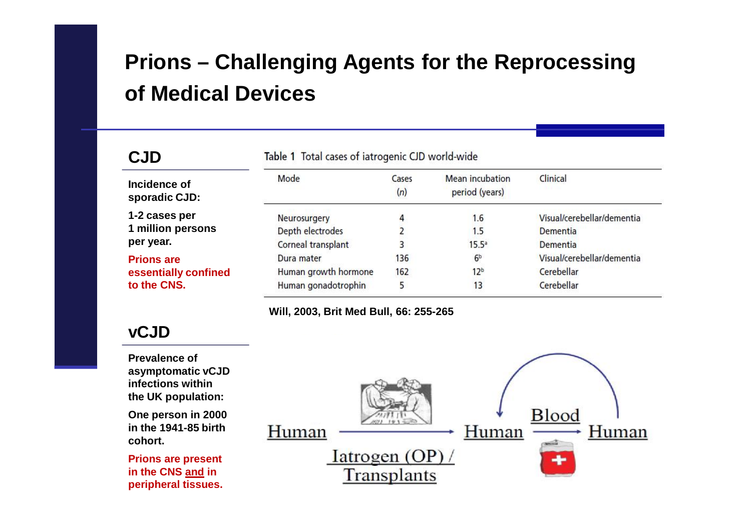# Prions – Challenging Agents for the Reprocessing of Medical Devices

## CJD

**Incidence of sporadic CJD:**

**1-2 cases per 1 million persons per year.**

**Prions are essentially confined to the CNS.**

Table 1 Total cases of iatrogenic CJD world-wide

| Mode | Cases (*n*) | Mean incubation period (years) | Clinical |
|---|---|---|---|
| Neurosurgery | 4 | 1.6 | Visual/cerebellar/dementia |
| Depth electrodes | 2 | 1.5 | Dementia |
| Corneal transplant | 3 | 15.5[a] | Dementia |
| Dura mater | 136 | 6[b] | Visual/cerebellar/dementia |
| Human growth hormone | 162 | 12[b] | Cerebellar |
| Human gonadotrophin | 5 | 13 | Cerebellar |

**Will, 2003, Brit Med Bull, 66: 255-265**

## vCJD

**Prevalence of asymptomatic vCJD infections within the UK population:**

**One person in 2000 in the 1941-85 birth cohort.**

**Prions are present in the CNS and in peripheral tissues.**

Human → Human (Iatrogen (OP) / Transplants)

Human → Human (Blood)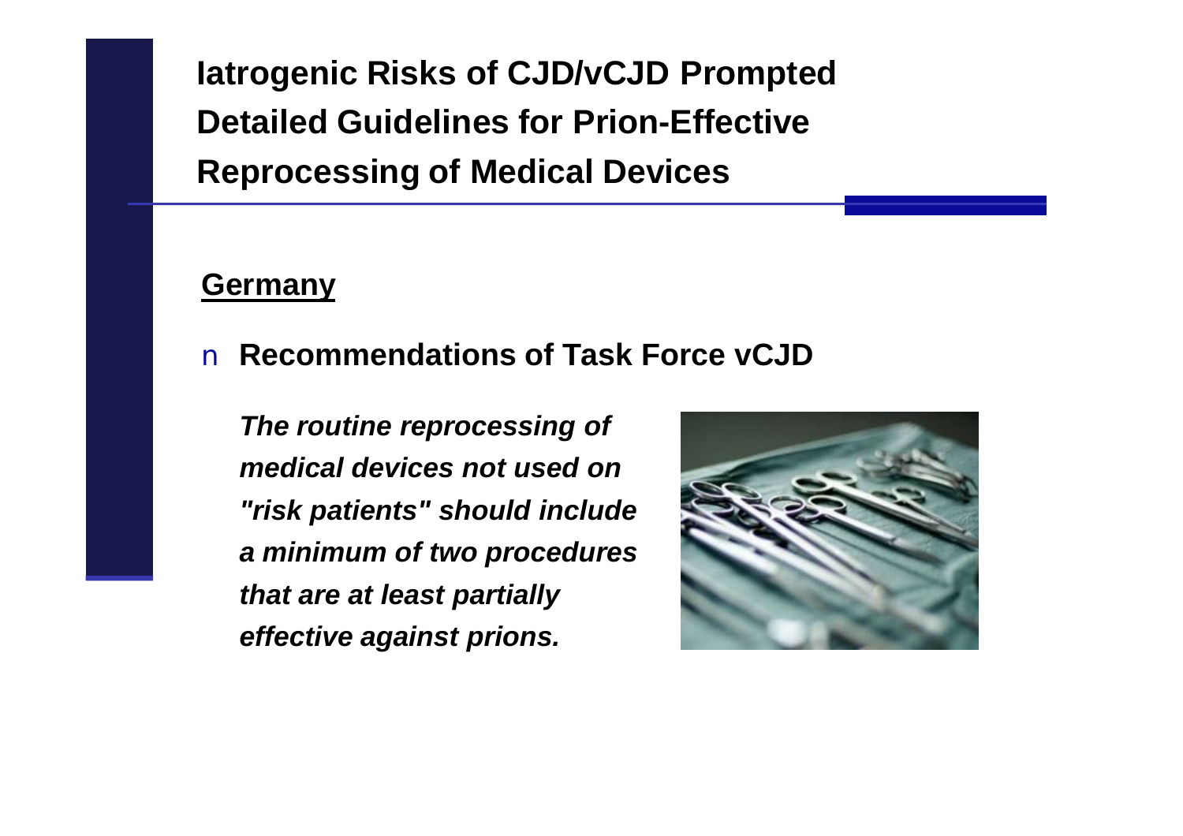# Iatrogenic Risks of CJD/vCJD Prompted Detailed Guidelines for Prion-Effective Reprocessing of Medical Devices

## Germany

- **Recommendations of Task Force vCJD**

  ***The routine reprocessing of medical devices not used on "risk patients" should include a minimum of two procedures that are at least partially effective against prions.***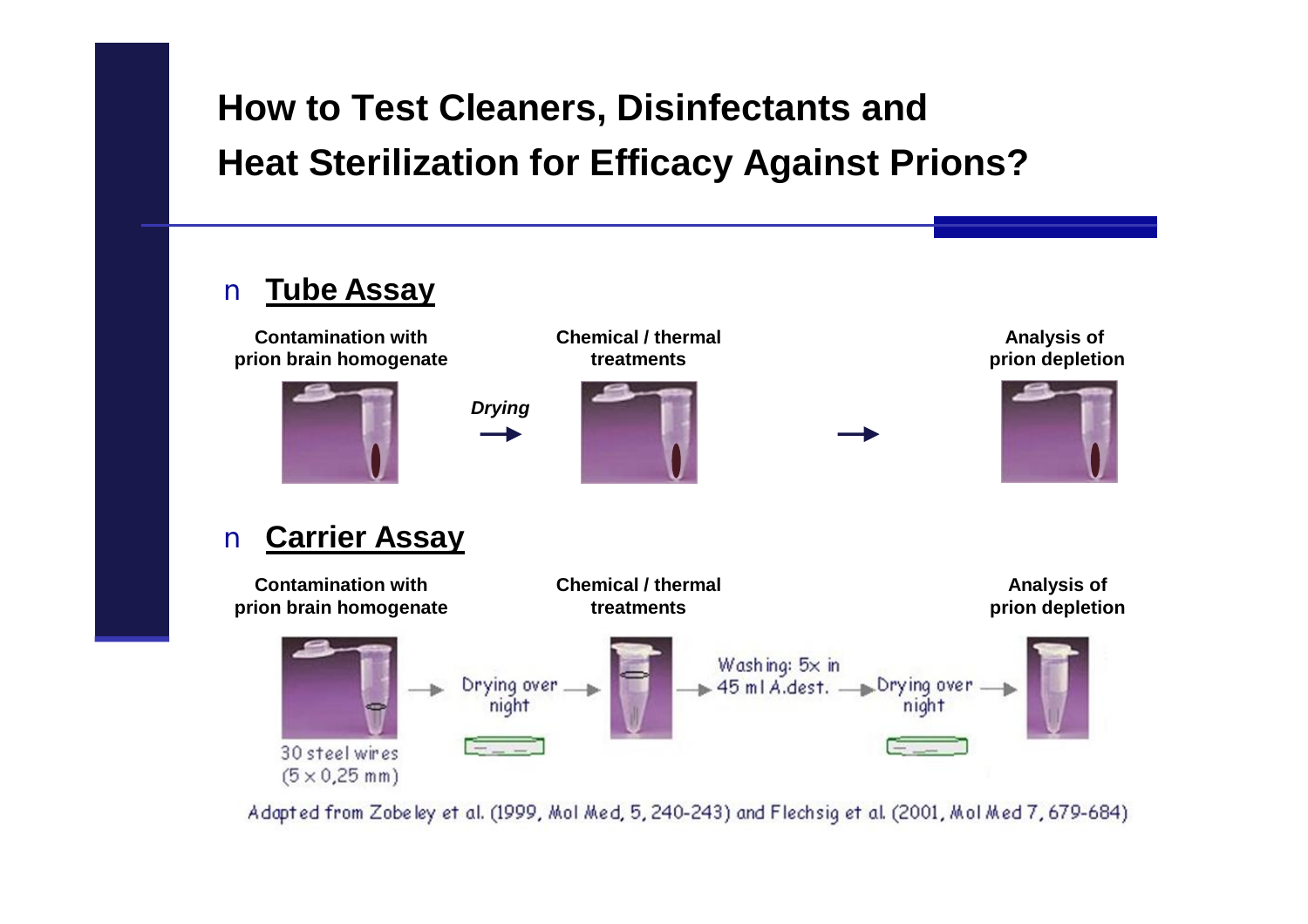# How to Test Cleaners, Disinfectants and Heat Sterilization for Efficacy Against Prions?

- **Tube Assay**

Contamination with prion brain homogenate → *Drying* → Chemical / thermal treatments → Analysis of prion depletion

- **Carrier Assay**

Contamination with prion brain homogenate → Drying over night → Chemical / thermal treatments → Washing: 5x in 45 ml A.dest. → Drying over night → Analysis of prion depletion

30 steel wires (5 × 0,25 mm)

Adapted from Zobeley et al. (1999, Mol Med, 5, 240-243) and Flechsig et al. (2001, Mol Med 7, 679-684)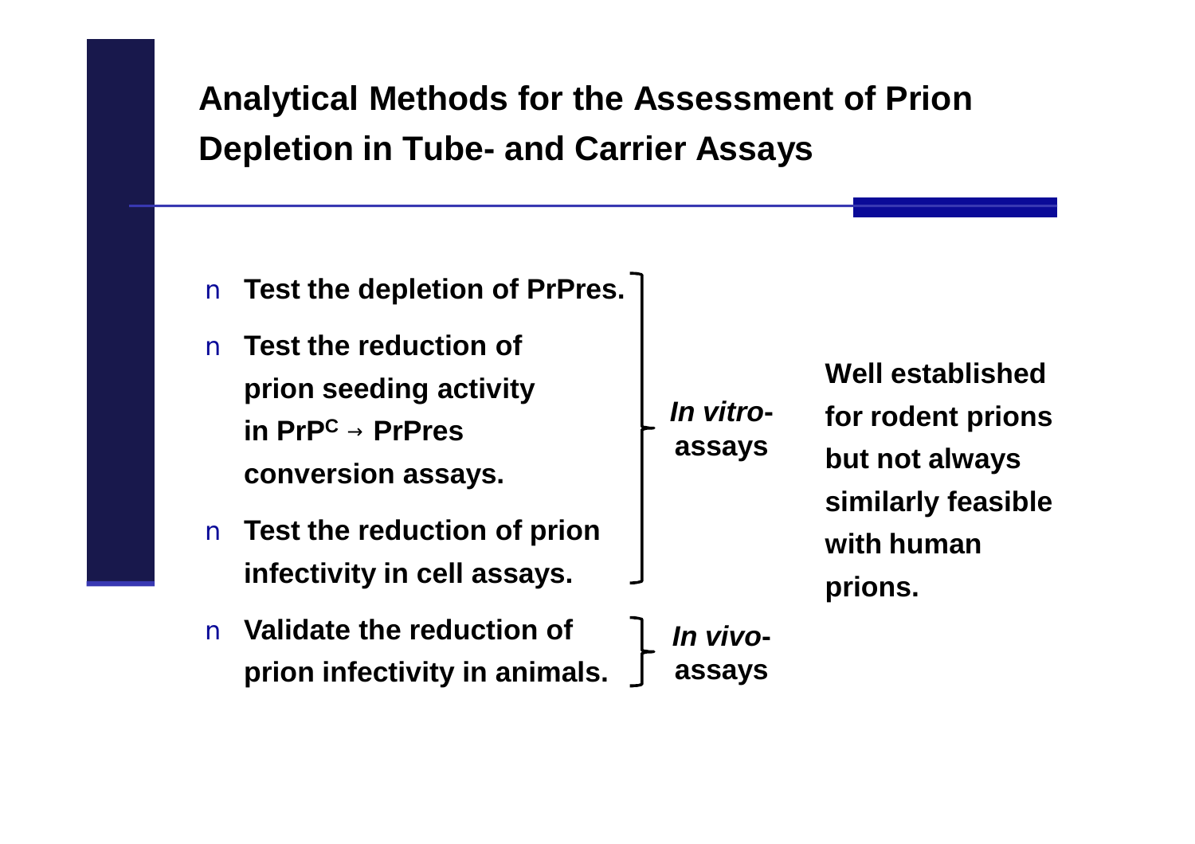# Analytical Methods for the Assessment of Prion Depletion in Tube- and Carrier Assays

- **Test the depletion of PrPres.**
- **Test the reduction of prion seeding activity in $PrP^C$ → PrPres conversion assays.**
- **Test the reduction of prion infectivity in cell assays.**

***In vitro*-assays**

- **Validate the reduction of prion infectivity in animals.**

***In vivo*-assays**

**Well established for rodent prions but not always similarly feasible with human prions.**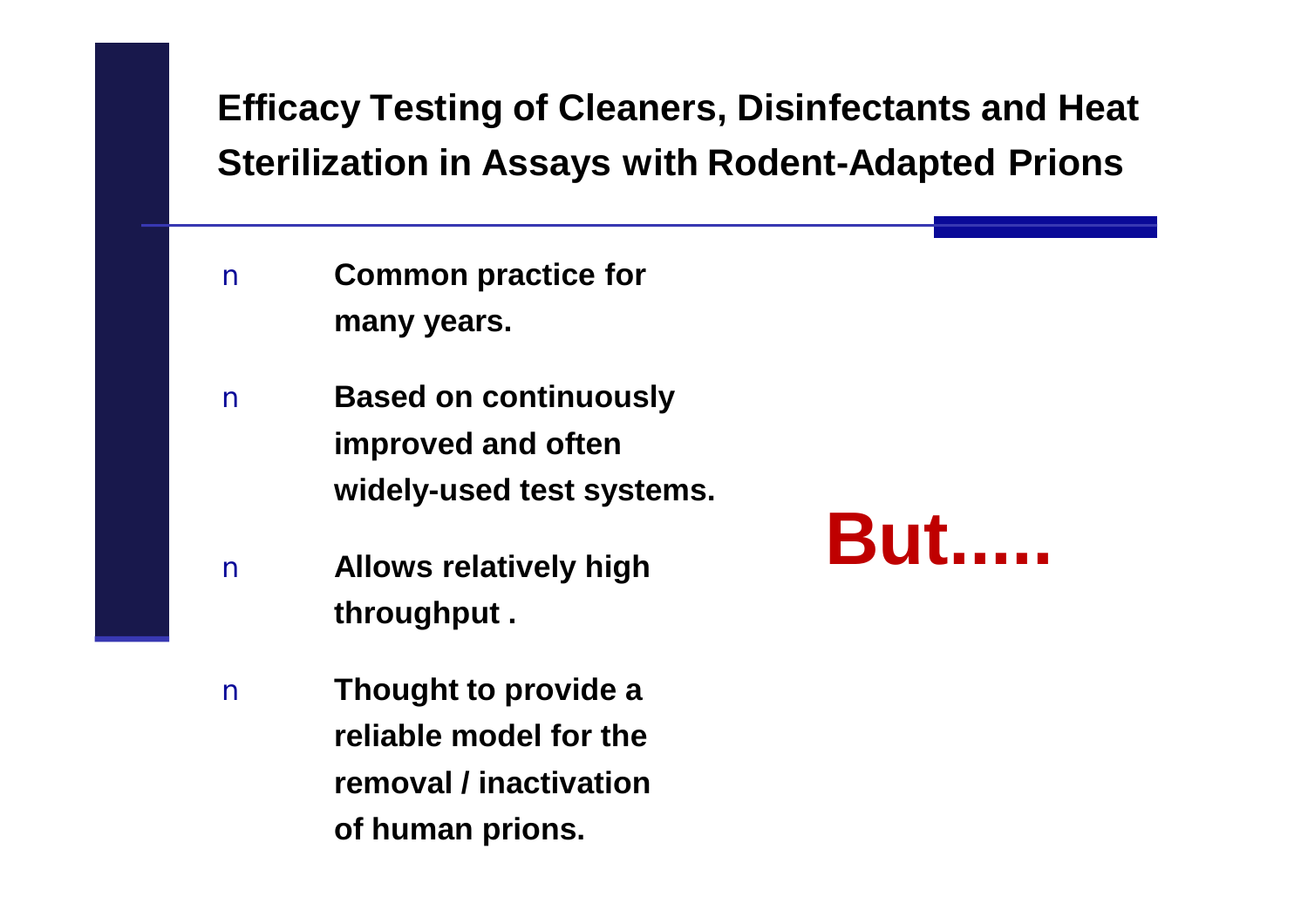# Efficacy Testing of Cleaners, Disinfectants and Heat Sterilization in Assays with Rodent-Adapted Prions

- **Common practice for many years.**
- **Based on continuously improved and often widely-used test systems.**
- **Allows relatively high throughput .**
- **Thought to provide a reliable model for the removal / inactivation of human prions.**

**But.....**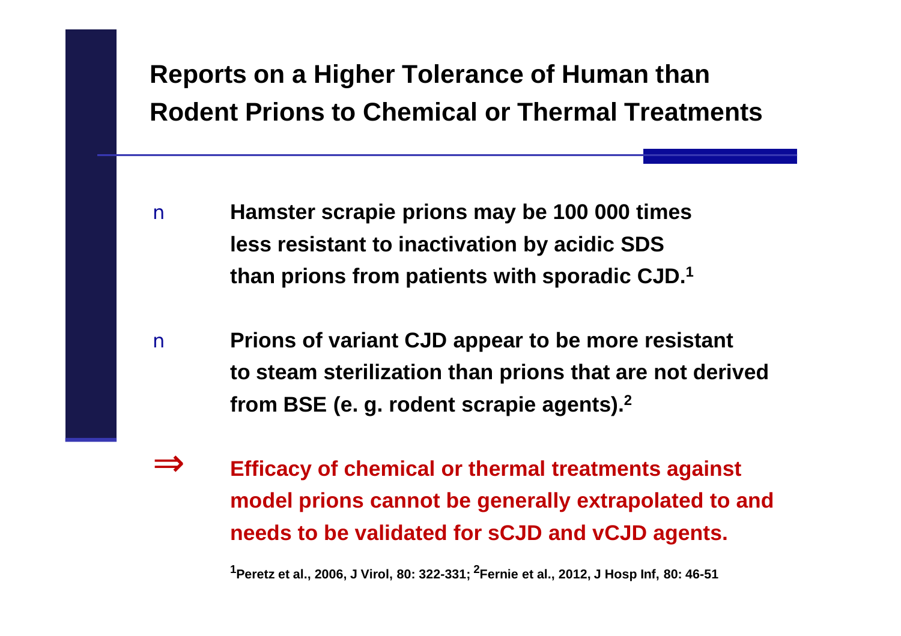## Reports on a Higher Tolerance of Human than Rodent Prions to Chemical or Thermal Treatments

- **Hamster scrapie prions may be 100 000 times less resistant to inactivation by acidic SDS than prions from patients with sporadic CJD.[1]**

- **Prions of variant CJD appear to be more resistant to steam sterilization than prions that are not derived from BSE (e. g. rodent scrapie agents).[2]**

⇒ **Efficacy of chemical or thermal treatments against model prions cannot be generally extrapolated to and needs to be validated for sCJD and vCJD agents.**

**[1]Peretz et al., 2006, J Virol, 80: 322-331; [2]Fernie et al., 2012, J Hosp Inf, 80: 46-51**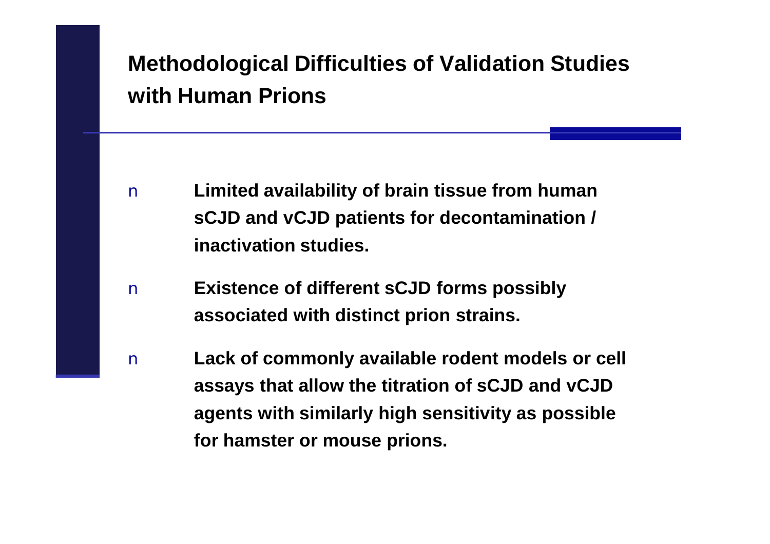## Methodological Difficulties of Validation Studies with Human Prions

- **Limited availability of brain tissue from human sCJD and vCJD patients for decontamination / inactivation studies.**
- **Existence of different sCJD forms possibly associated with distinct prion strains.**
- **Lack of commonly available rodent models or cell assays that allow the titration of sCJD and vCJD agents with similarly high sensitivity as possible for hamster or mouse prions.**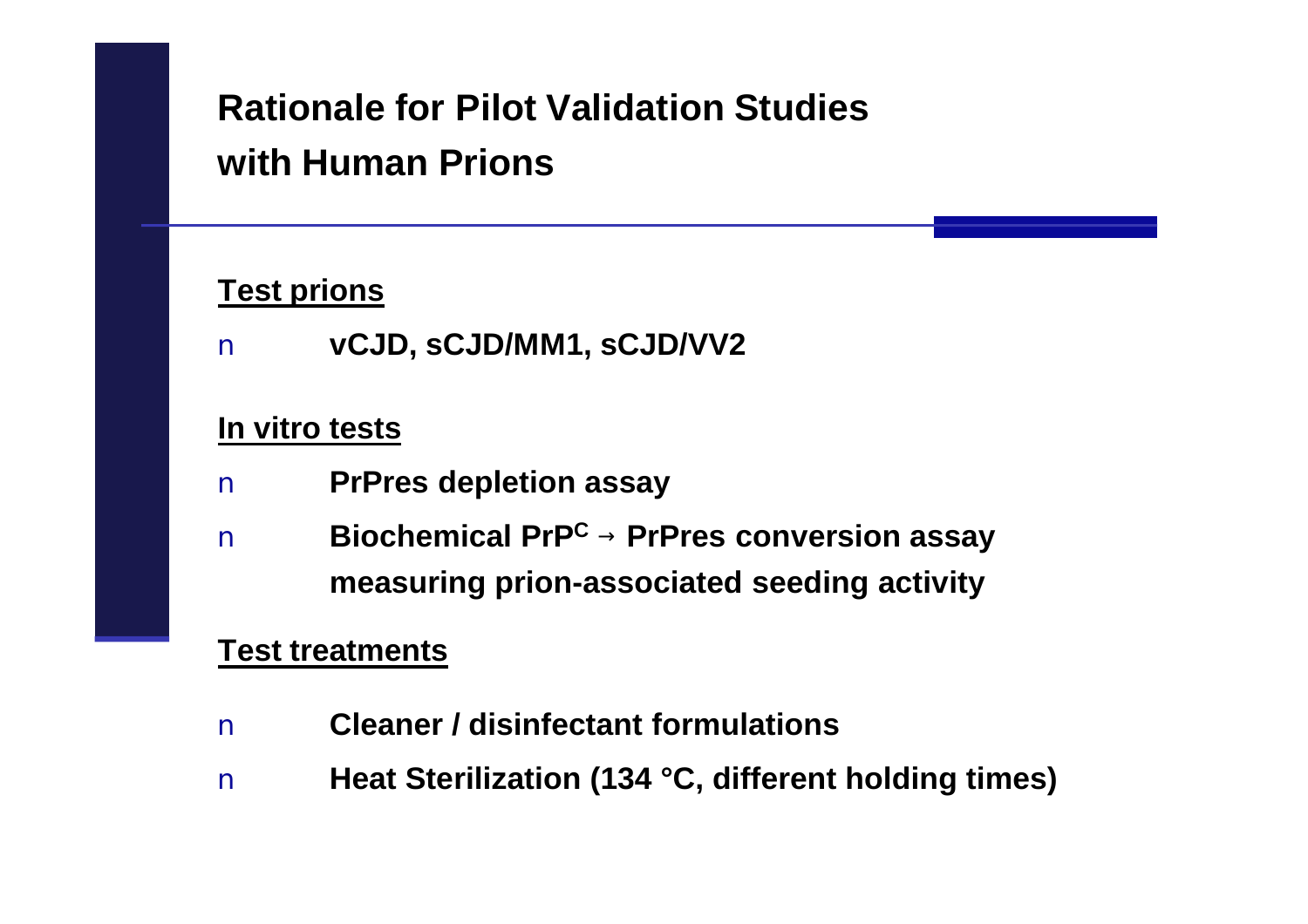# Rationale for Pilot Validation Studies with Human Prions

**Test prions**

- **vCJD, sCJD/MM1, sCJD/VV2**

**In vitro tests**

- **PrPres depletion assay**
- **Biochemical $PrP^C$ → PrPres conversion assay measuring prion-associated seeding activity**

**Test treatments**

- **Cleaner / disinfectant formulations**
- **Heat Sterilization (134 °C, different holding times)**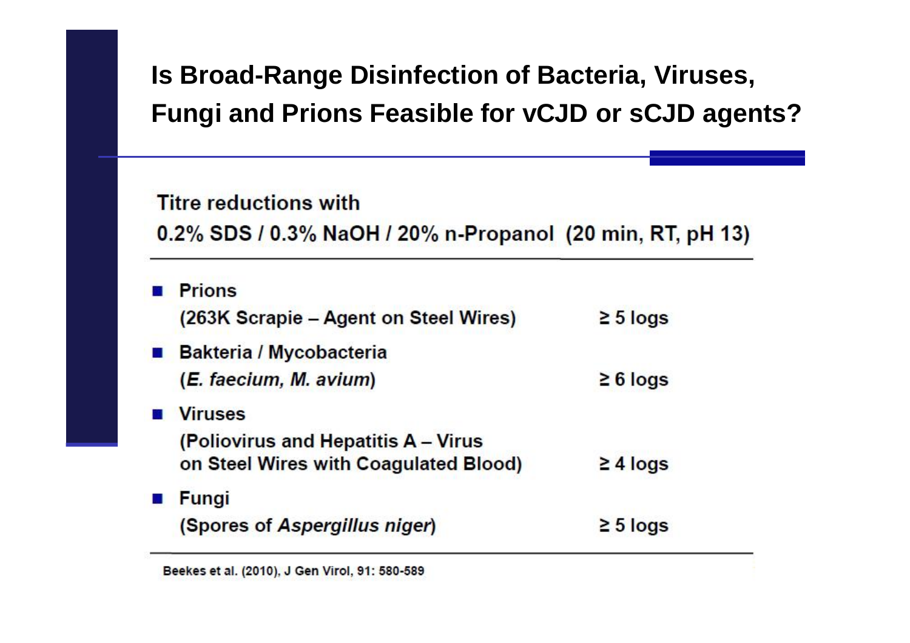# Is Broad-Range Disinfection of Bacteria, Viruses, Fungi and Prions Feasible for vCJD or sCJD agents?

**Titre reductions with**
**0.2% SDS / 0.3% NaOH / 20% n-Propanol (20 min, RT, pH 13)**

| | |
|---|---|
| **Prions** (263K Scrapie – Agent on Steel Wires) | ≥ 5 logs |
| **Bakteria / Mycobacteria** (*E. faecium, M. avium*) | ≥ 6 logs |
| **Viruses** (Poliovirus and Hepatitis A – Virus on Steel Wires with Coagulated Blood) | ≥ 4 logs |
| **Fungi** (Spores of *Aspergillus niger*) | ≥ 5 logs |

Beekes et al. (2010), J Gen Virol, 91: 580-589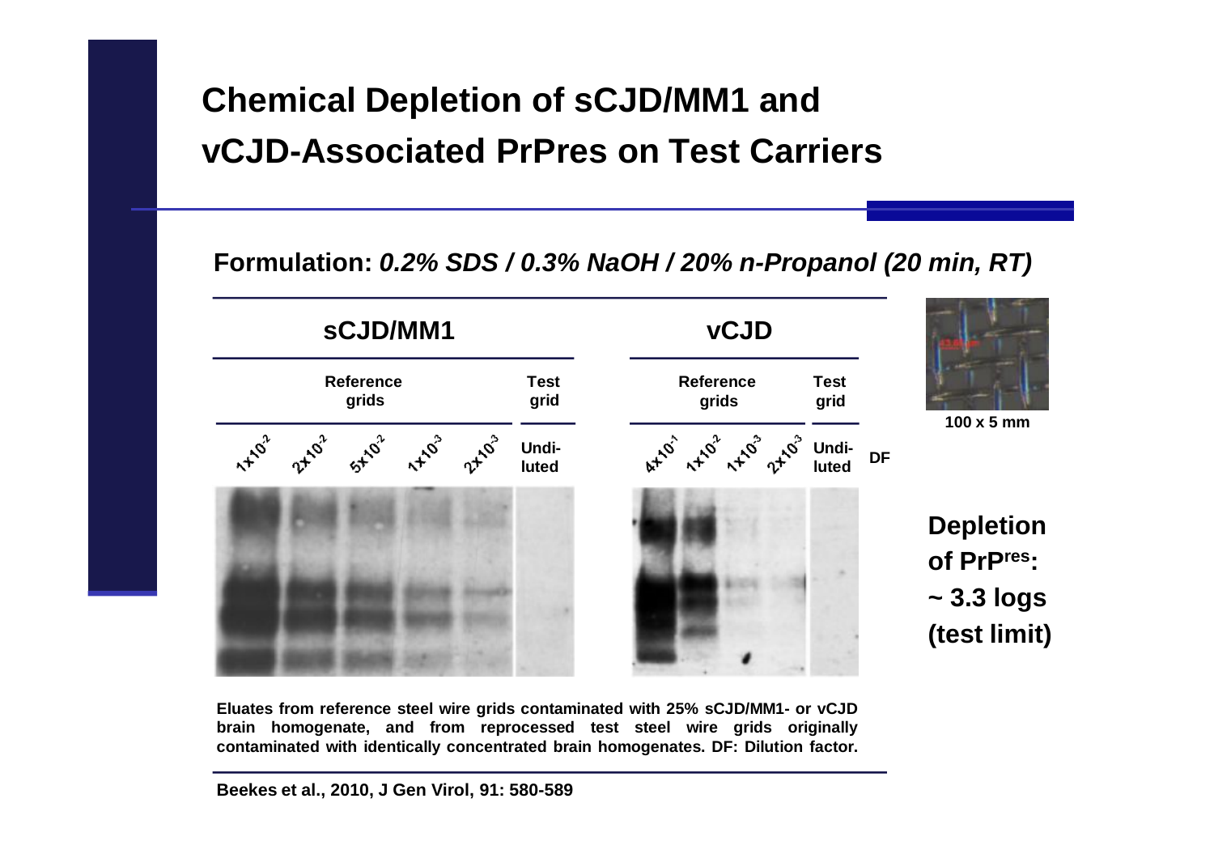# Chemical Depletion of sCJD/MM1 and vCJD-Associated PrPres on Test Carriers

**Formulation:** ***0.2% SDS / 0.3% NaOH / 20% n-Propanol (20 min, RT)***

| sCJD/MM1 | | | | | | vCJD | | | | | |
|---|---|---|---|---|---|---|---|---|---|---|---|
| **Reference grids** | | | | | **Test grid** | **Reference grids** | | | | **Test grid** | |
| $1x10^{-2}$ | $2x10^{-2}$ | $5x10^{-2}$ | $1x10^{-3}$ | $2x10^{-3}$ | **Undi-luted** | $4x10^{-1}$ | $1x10^{-2}$ | $1x10^{-3}$ | $2x10^{-3}$ | **Undi-luted** | **DF** |

**100 x 5 mm**

**Depletion of PrP$^{res}$: ~ 3.3 logs (test limit)**

**Eluates from reference steel wire grids contaminated with 25% sCJD/MM1- or vCJD brain homogenate, and from reprocessed test steel wire grids originally contaminated with identically concentrated brain homogenates. DF: Dilution factor.**

**Beekes et al., 2010, J Gen Virol, 91: 580-589**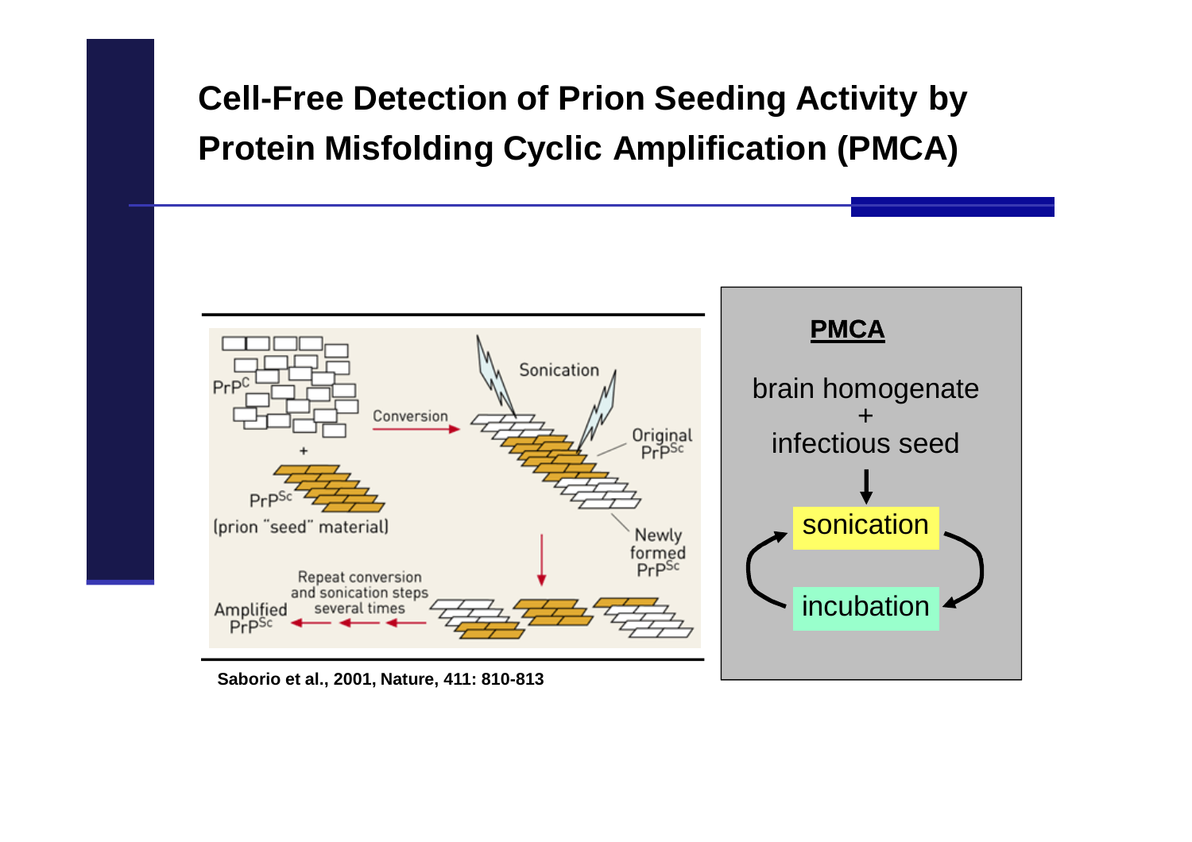# Cell-Free Detection of Prion Seeding Activity by Protein Misfolding Cyclic Amplification (PMCA)

$PrP^C$

\+

$PrP^{Sc}$ (prion "seed" material)

Conversion

Sonication

Original $PrP^{Sc}$

Newly formed $PrP^{Sc}$

Repeat conversion and sonication steps several times

Amplified $PrP^{Sc}$

Saborio et al., 2001, Nature, 411: 810-813

**PMCA**

brain homogenate
\+
infectious seed

sonication

incubation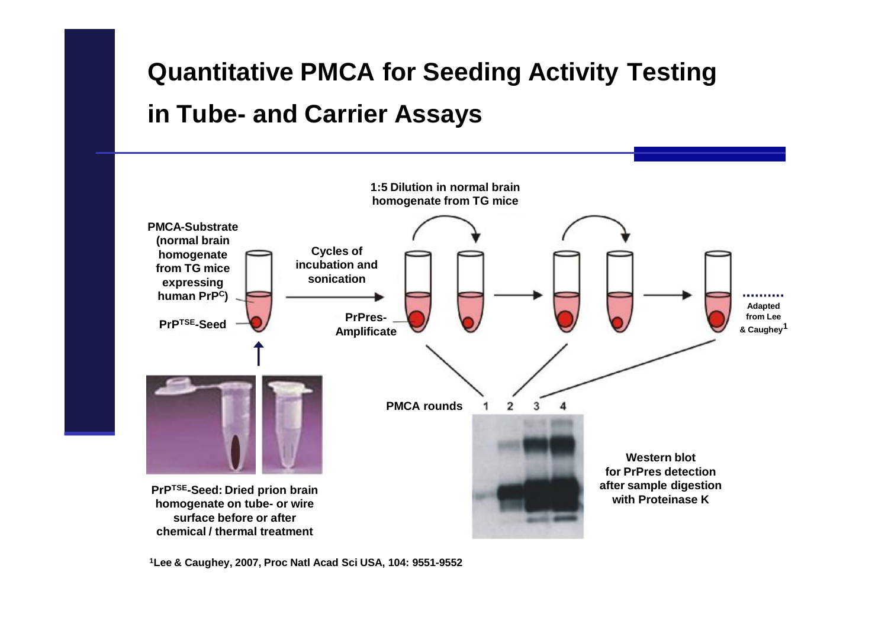# Quantitative PMCA for Seeding Activity Testing in Tube- and Carrier Assays

1:5 Dilution in normal brain homogenate from TG mice

PMCA-Substrate (normal brain homogenate from TG mice expressing human $PrP^{C}$)

$PrP^{TSE}$-Seed

Cycles of incubation and sonication

PrPres-Amplificate

Adapted from Lee & Caughey[1]

PMCA rounds 1 2 3 4

Western blot for PrPres detection after sample digestion with Proteinase K

$PrP^{TSE}$-Seed: Dried prion brain homogenate on tube- or wire surface before or after chemical / thermal treatment

[1]Lee & Caughey, 2007, Proc Natl Acad Sci USA, 104: 9551-9552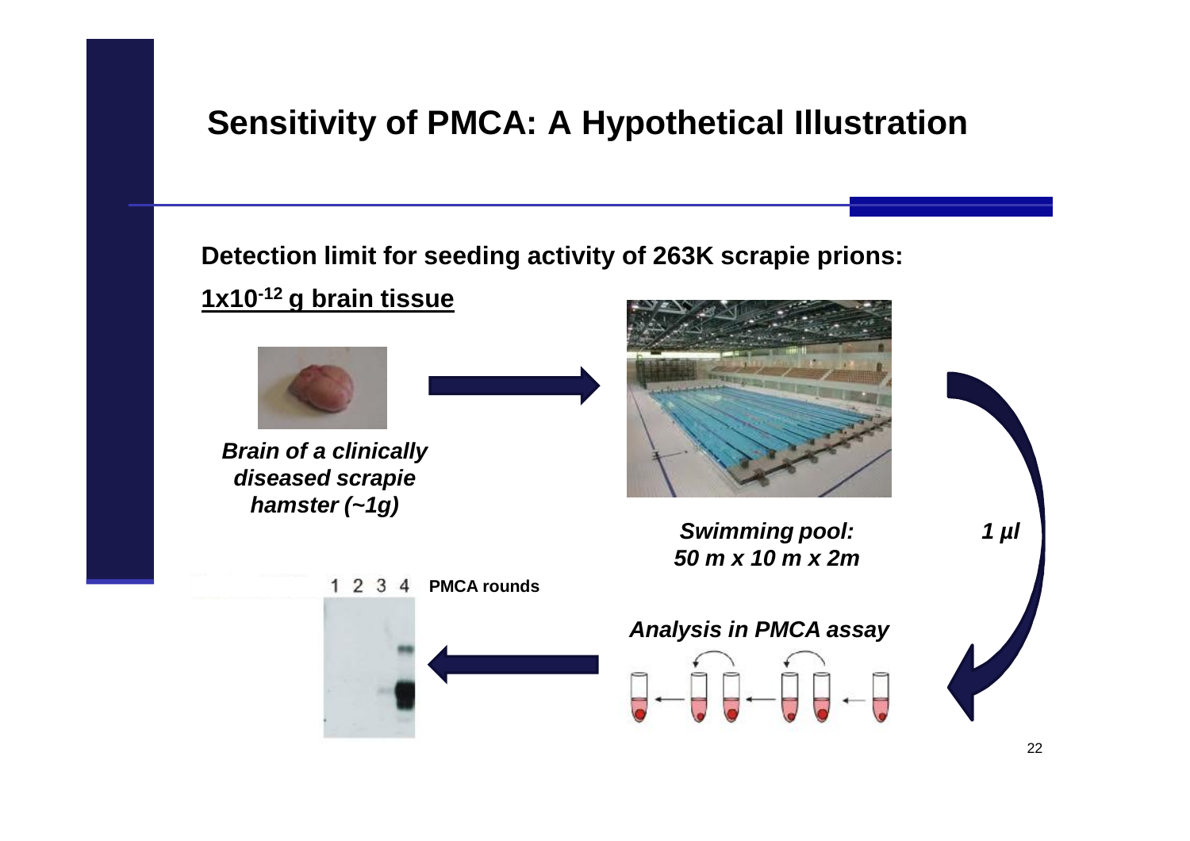# Sensitivity of PMCA: A Hypothetical Illustration

**Detection limit for seeding activity of 263K scrapie prions:**

**<u>$1x10^{-12}$ g brain tissue</u>**

***Brain of a clinically diseased scrapie hamster (~1g)***

***Swimming pool: 50 m x 10 m x 2m***

***1 µl***

***Analysis in PMCA assay***

1 2 3 4 **PMCA rounds**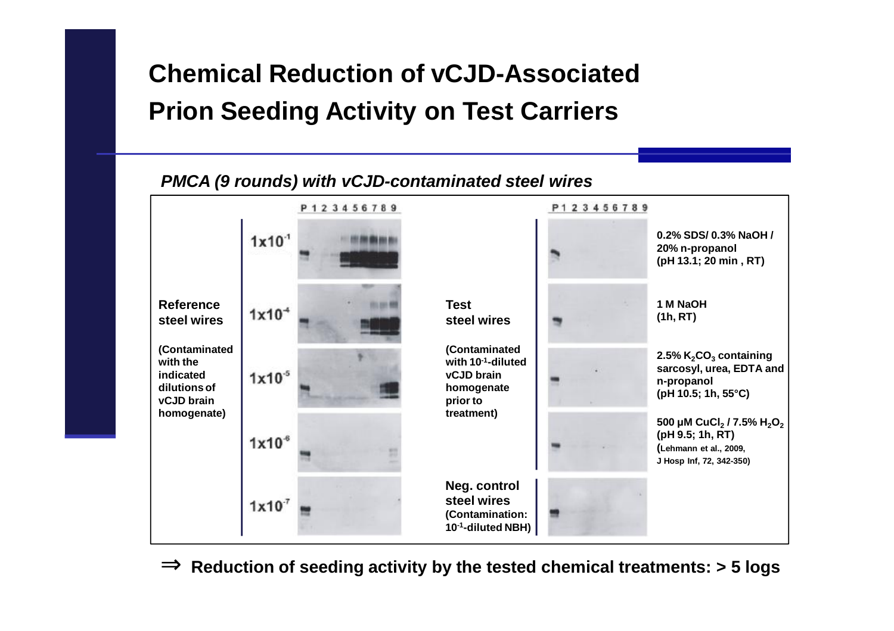# Chemical Reduction of vCJD-Associated Prion Seeding Activity on Test Carriers

*PMCA (9 rounds) with vCJD-contaminated steel wires*

**Reference steel wires**

**(Contaminated with the indicated dilutions of vCJD brain homogenate)**

P 1 2 3 4 5 6 7 8 9

- $1 \times 10^{-1}$
- $1 \times 10^{-4}$
- $1 \times 10^{-5}$
- $1 \times 10^{-6}$
- $1 \times 10^{-7}$

**Test steel wires**

**(Contaminated with $10^{-1}$-diluted vCJD brain homogenate prior to treatment)**

P 1 2 3 4 5 6 7 8 9

- **0.2% SDS/ 0.3% NaOH / 20% n-propanol (pH 13.1; 20 min , RT)**
- **1 M NaOH (1h, RT)**
- **2.5% $K_2CO_3$ containing sarcosyl, urea, EDTA and n-propanol (pH 10.5; 1h, 55°C)**
- **500 µM $CuCl_2$ / 7.5% $H_2O_2$ (pH 9.5; 1h, RT) (Lehmann et al., 2009, J Hosp Inf, 72, 342-350)**

**Neg. control steel wires (Contamination: $10^{-1}$-diluted NBH)**

⇒ **Reduction of seeding activity by the tested chemical treatments: > 5 logs**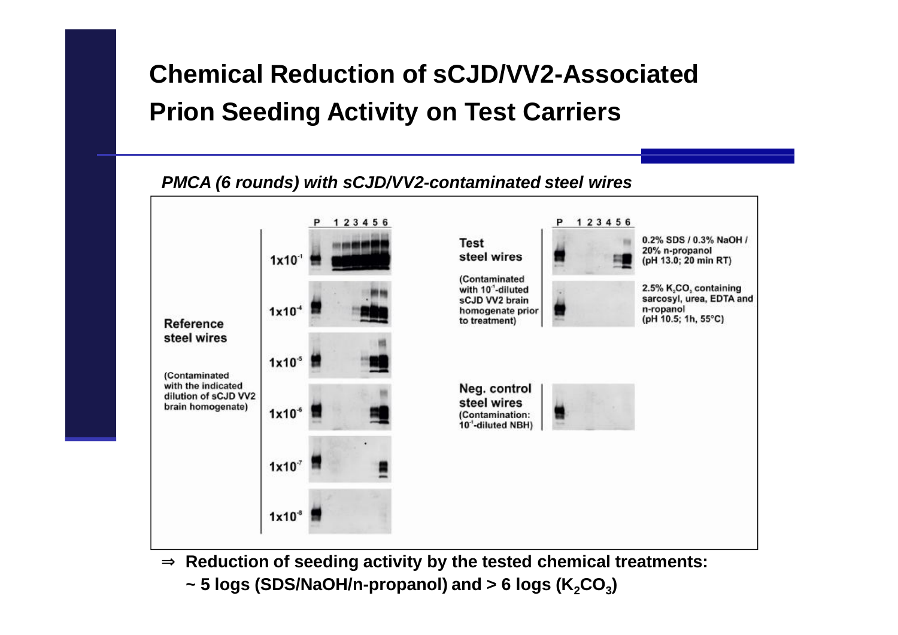# Chemical Reduction of sCJD/VV2-Associated Prion Seeding Activity on Test Carriers

*PMCA (6 rounds) with sCJD/VV2-contaminated steel wires*

**Reference steel wires**

(Contaminated with the indicated dilution of sCJD VV2 brain homogenate)

P 1 2 3 4 5 6

$1x10^{-1}$

$1x10^{-4}$

$1x10^{-5}$

$1x10^{-6}$

$1x10^{-7}$

$1x10^{-8}$

**Test steel wires**

(Contaminated with $10^{-1}$-diluted sCJD VV2 brain homogenate prior to treatment)

P 1 2 3 4 5 6

0.2% SDS / 0.3% NaOH / 20% n-propanol (pH 13.0; 20 min RT)

2.5% $K_2CO_3$ containing sarcosyl, urea, EDTA and n-ropanol (pH 10.5; 1h, 55°C)

**Neg. control steel wires**

(Contamination: $10^{-1}$-diluted NBH)

⇒ **Reduction of seeding activity by the tested chemical treatments:**

**~ 5 logs (SDS/NaOH/n-propanol) and > 6 logs ($K_2CO_3$)**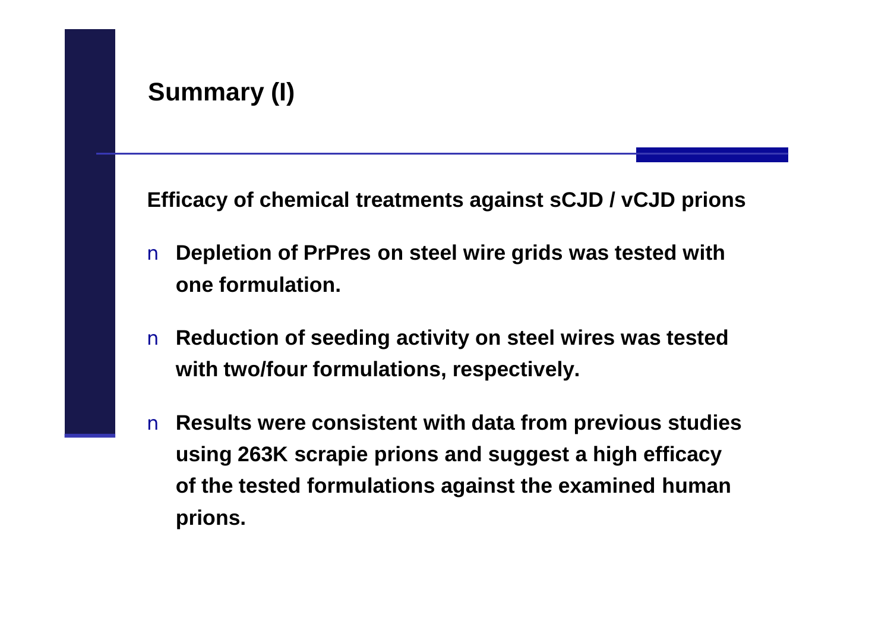# Summary (I)

**Efficacy of chemical treatments against sCJD / vCJD prions**

- **Depletion of PrPres on steel wire grids was tested with one formulation.**
- **Reduction of seeding activity on steel wires was tested with two/four formulations, respectively.**
- **Results were consistent with data from previous studies using 263K scrapie prions and suggest a high efficacy of the tested formulations against the examined human prions.**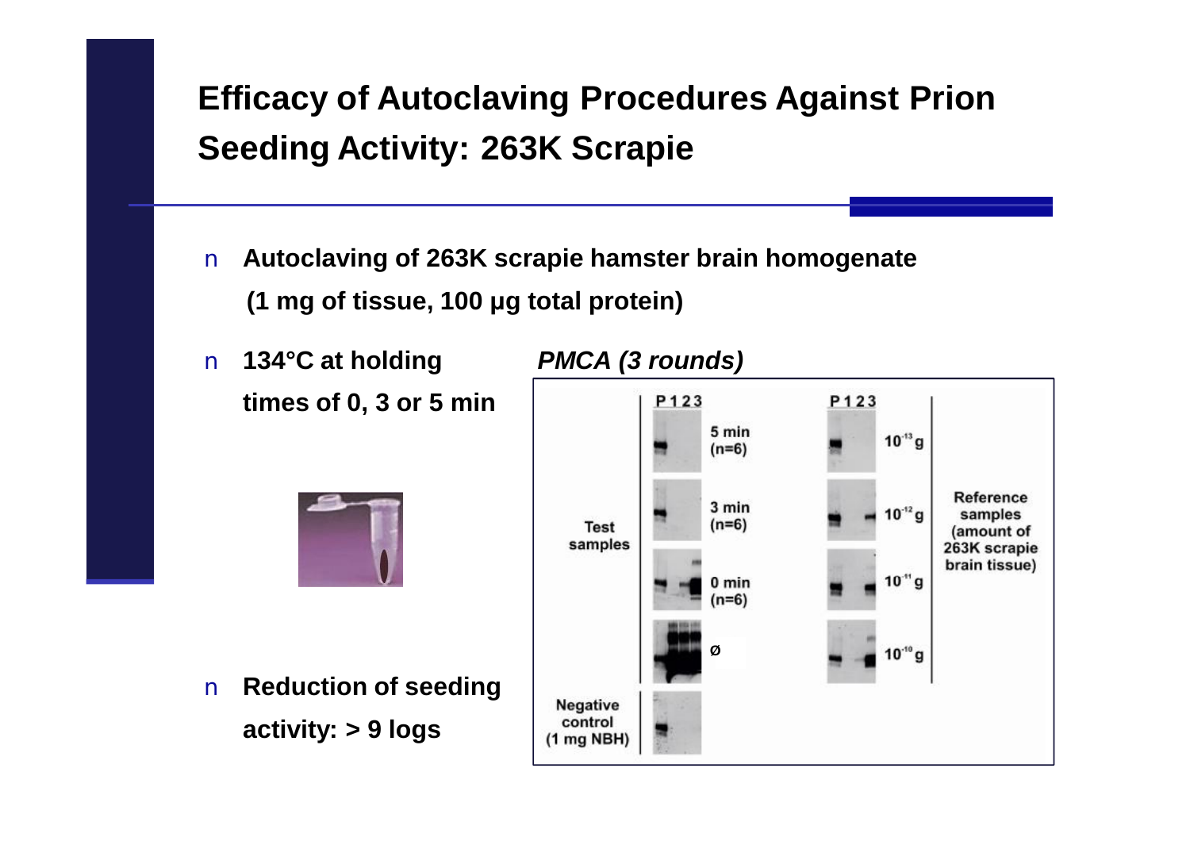# Efficacy of Autoclaving Procedures Against Prion Seeding Activity: 263K Scrapie

- **Autoclaving of 263K scrapie hamster brain homogenate (1 mg of tissue, 100 µg total protein)**
- **134°C at holding times of 0, 3 or 5 min**

*PMCA (3 rounds)*

| | P 1 2 3 | | P 1 2 3 | | |
|---|---|---|---|---|---|
| Test samples | | 5 min (n=6) | | $10^{-13}$ g | Reference samples (amount of 263K scrapie brain tissue) |
| | | 3 min (n=6) | | $10^{-12}$ g | |
| | | 0 min (n=6) | | $10^{-11}$ g | |
| | | ø | | $10^{-10}$ g | |
| Negative control (1 mg NBH) | | | | | |

- **Reduction of seeding activity: > 9 logs**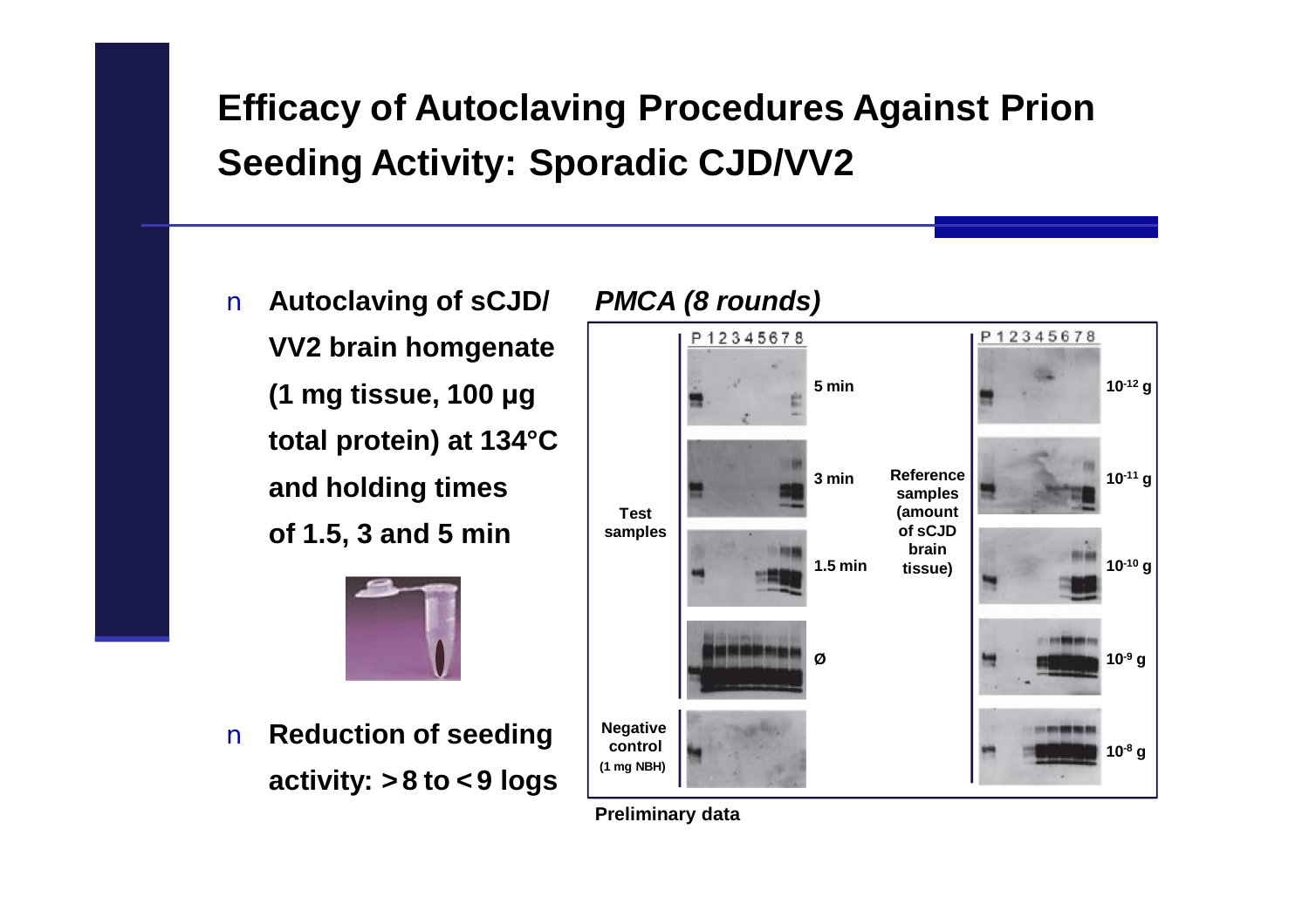# Efficacy of Autoclaving Procedures Against Prion Seeding Activity: Sporadic CJD/VV2

- **Autoclaving of sCJD/ VV2 brain homgenate (1 mg tissue, 100 µg total protein) at 134°C and holding times of 1.5, 3 and 5 min**

- **Reduction of seeding activity: >8 to <9 logs**

***PMCA (8 rounds)***

Test samples: P 1 2 3 4 5 6 7 8 — 5 min; 3 min; 1.5 min; Ø

Negative control (1 mg NBH)

Reference samples (amount of sCJD brain tissue): P 1 2 3 4 5 6 7 8 — $10^{-12}$ g; $10^{-11}$ g; $10^{-10}$ g; $10^{-9}$ g; $10^{-8}$ g

**Preliminary data**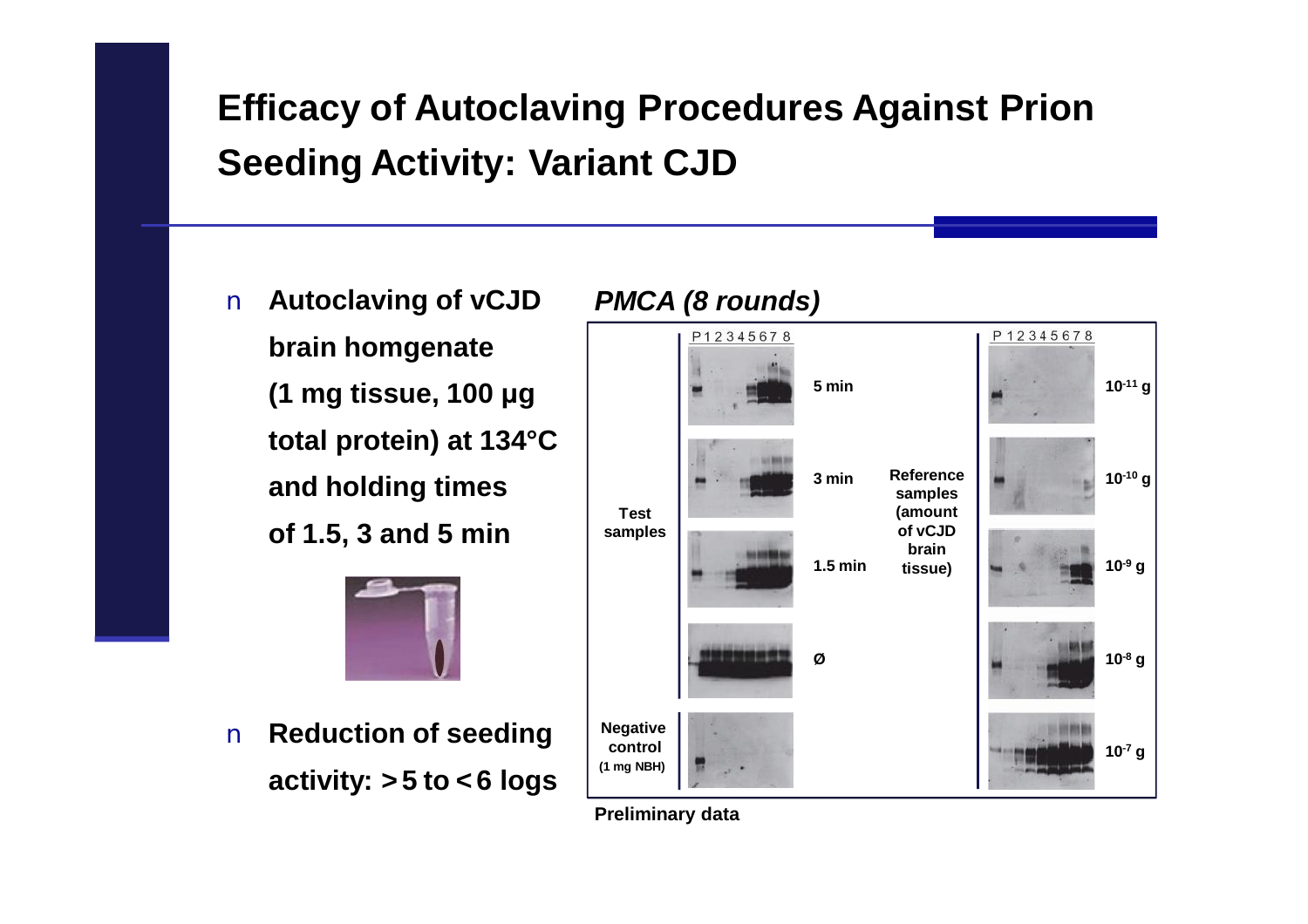# Efficacy of Autoclaving Procedures Against Prion Seeding Activity: Variant CJD

- **Autoclaving of vCJD brain homgenate (1 mg tissue, 100 µg total protein) at 134°C and holding times of 1.5, 3 and 5 min**

- **Reduction of seeding activity: > 5 to < 6 logs**

***PMCA (8 rounds)***

| | P 1 2 3 4 5 6 7 8 | | | P 1 2 3 4 5 6 7 8 | |
|---|---|---|---|---|---|
| **Test samples** | | **5 min** | **Reference samples (amount of vCJD brain tissue)** | | **$10^{-11}$ g** |
| | | **3 min** | | | **$10^{-10}$ g** |
| | | **1.5 min** | | | **$10^{-9}$ g** |
| | | **Ø** | | | **$10^{-8}$ g** |
| **Negative control (1 mg NBH)** | | | | | **$10^{-7}$ g** |

**Preliminary data**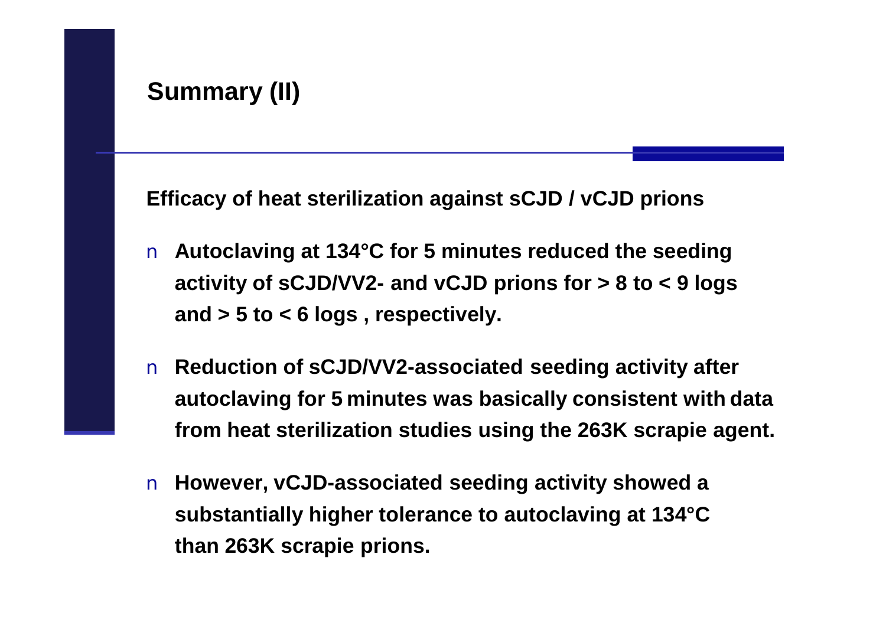## Summary (II)

**Efficacy of heat sterilization against sCJD / vCJD prions**

- **Autoclaving at 134°C for 5 minutes reduced the seeding activity of sCJD/VV2- and vCJD prions for > 8 to < 9 logs and > 5 to < 6 logs , respectively.**
- **Reduction of sCJD/VV2-associated seeding activity after autoclaving for 5 minutes was basically consistent with data from heat sterilization studies using the 263K scrapie agent.**
- **However, vCJD-associated seeding activity showed a substantially higher tolerance to autoclaving at 134°C than 263K scrapie prions.**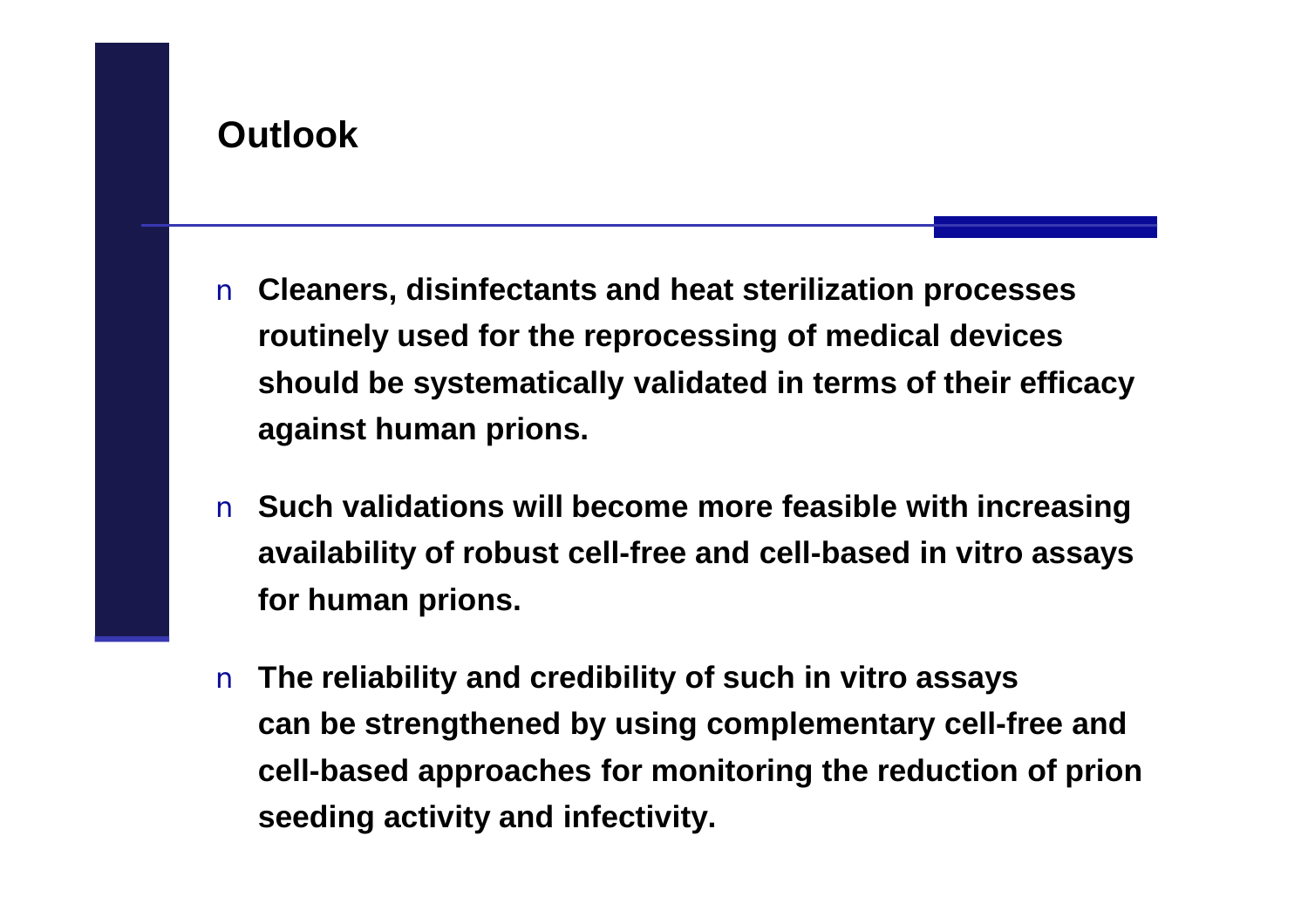## Outlook

- **Cleaners, disinfectants and heat sterilization processes routinely used for the reprocessing of medical devices should be systematically validated in terms of their efficacy against human prions.**
- **Such validations will become more feasible with increasing availability of robust cell-free and cell-based in vitro assays for human prions.**
- **The reliability and credibility of such in vitro assays can be strengthened by using complementary cell-free and cell-based approaches for monitoring the reduction of prion seeding activity and infectivity.**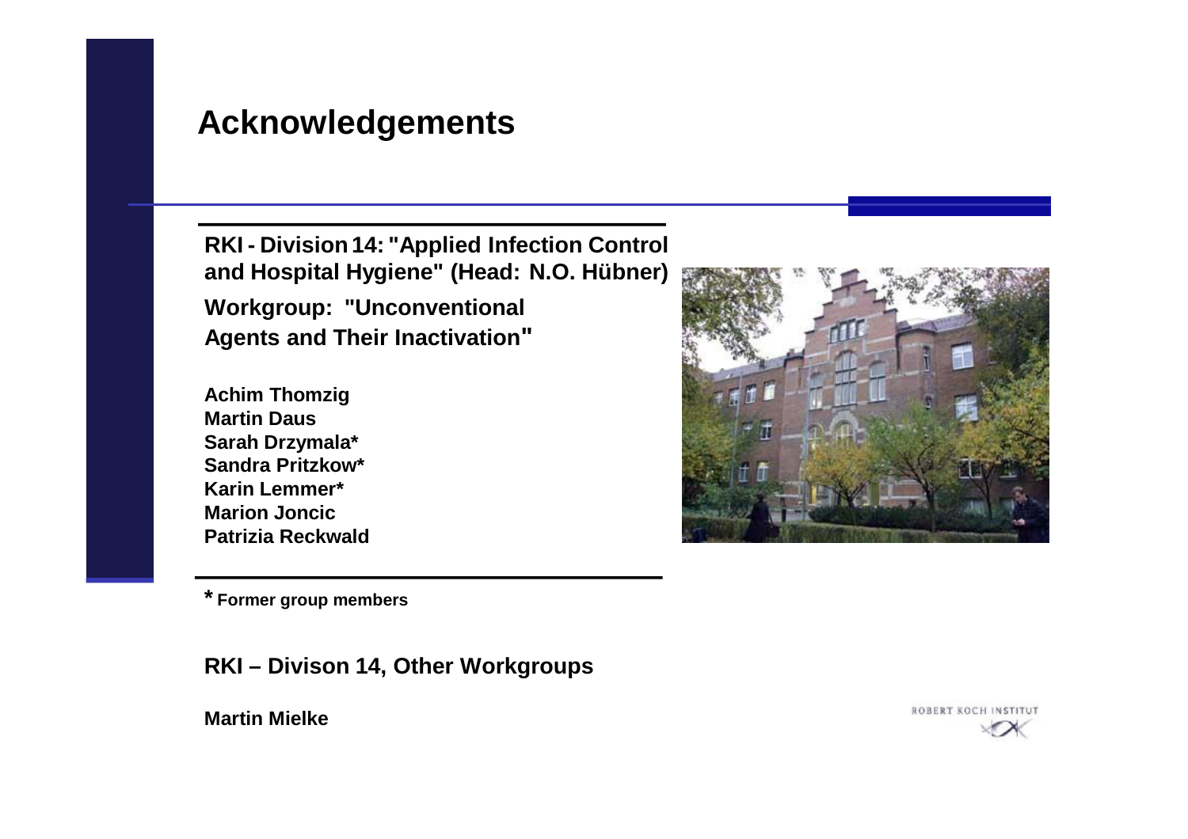# Acknowledgements

**RKI - Division 14: "Applied Infection Control and Hospital Hygiene" (Head: N.O. Hübner)**

**Workgroup: "Unconventional Agents and Their Inactivation"**

**Achim Thomzig**
**Martin Daus**
**Sarah Drzymala***
**Sandra Pritzkow***
**Karin Lemmer***
**Marion Joncic**
**Patrizia Reckwald**

*** Former group members**

**RKI – Divison 14, Other Workgroups**

**Martin Mielke**

ROBERT KOCH INSTITUT